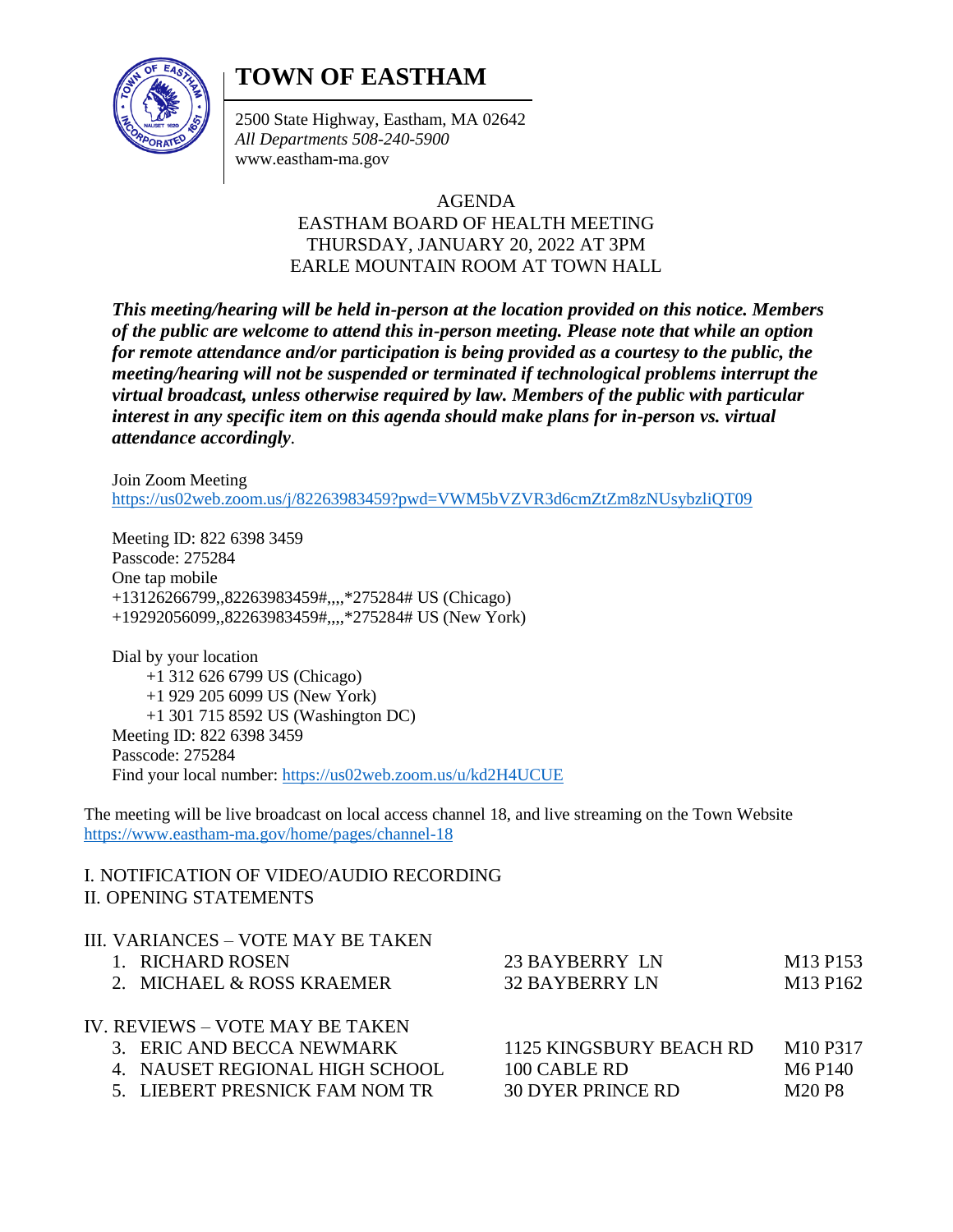# TOWN OF EASTHAM

2500 State Highway, Eastham, MA 02642
*All Departments 508-240-5900*
www.eastham-ma.gov

AGENDA
EASTHAM BOARD OF HEALTH MEETING
THURSDAY, JANUARY 20, 2022 AT 3PM
EARLE MOUNTAIN ROOM AT TOWN HALL

***This meeting/hearing will be held in-person at the location provided on this notice. Members of the public are welcome to attend this in-person meeting. Please note that while an option for remote attendance and/or participation is being provided as a courtesy to the public, the meeting/hearing will not be suspended or terminated if technological problems interrupt the virtual broadcast, unless otherwise required by law. Members of the public with particular interest in any specific item on this agenda should make plans for in-person vs. virtual attendance accordingly.***

Join Zoom Meeting
https://us02web.zoom.us/j/82263983459?pwd=VWM5bVZVR3d6cmZtZm8zNUsybzliQT09

Meeting ID: 822 6398 3459
Passcode: 275284
One tap mobile
+13126266799,,82263983459#,,,,*275284# US (Chicago)
+19292056099,,82263983459#,,,,*275284# US (New York)

Dial by your location
+1 312 626 6799 US (Chicago)
+1 929 205 6099 US (New York)
+1 301 715 8592 US (Washington DC)
Meeting ID: 822 6398 3459
Passcode: 275284
Find your local number: https://us02web.zoom.us/u/kd2H4UCUE

The meeting will be live broadcast on local access channel 18, and live streaming on the Town Website https://www.eastham-ma.gov/home/pages/channel-18

I. NOTIFICATION OF VIDEO/AUDIO RECORDING
II. OPENING STATEMENTS

III. VARIANCES – VOTE MAY BE TAKEN

| | | |
|---|---|---|
| 1. RICHARD ROSEN | 23 BAYBERRY LN | M13 P153 |
| 2. MICHAEL & ROSS KRAEMER | 32 BAYBERRY LN | M13 P162 |

IV. REVIEWS – VOTE MAY BE TAKEN

| | | |
|---|---|---|
| 3. ERIC AND BECCA NEWMARK | 1125 KINGSBURY BEACH RD | M10 P317 |
| 4. NAUSET REGIONAL HIGH SCHOOL | 100 CABLE RD | M6 P140 |
| 5. LIEBERT PRESNICK FAM NOM TR | 30 DYER PRINCE RD | M20 P8 |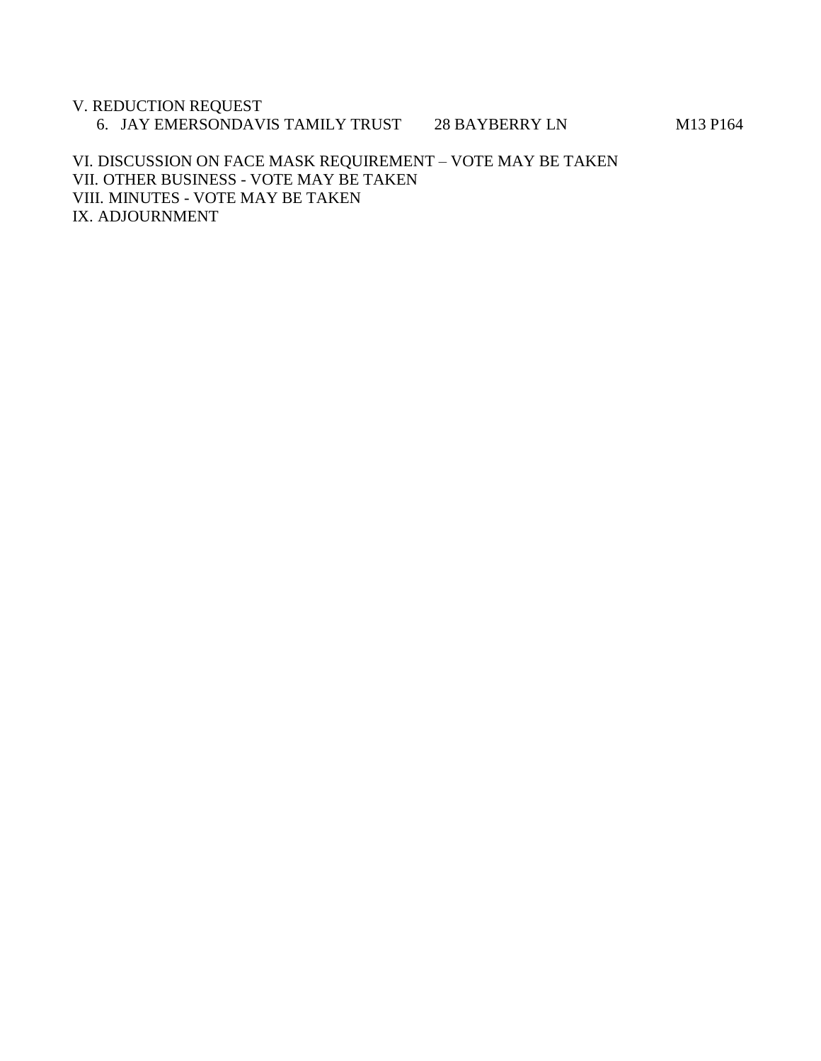V. REDUCTION REQUEST

6. JAY EMERSONDAVIS TAMILY TRUST 28 BAYBERRY LN M13 P164

VI. DISCUSSION ON FACE MASK REQUIREMENT – VOTE MAY BE TAKEN

VII. OTHER BUSINESS - VOTE MAY BE TAKEN

VIII. MINUTES - VOTE MAY BE TAKEN

IX. ADJOURNMENT